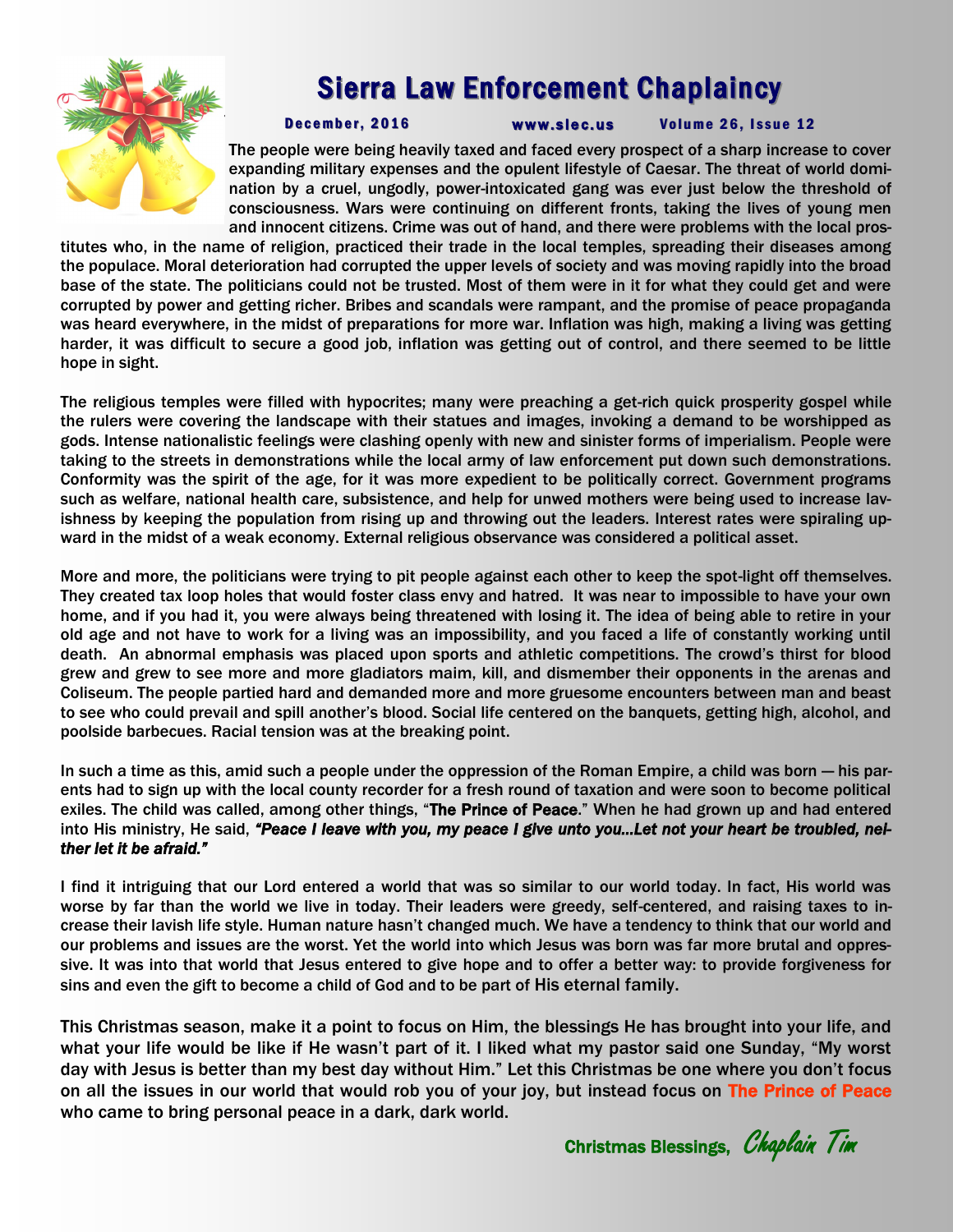# Sierra Law Enforcement Chaplaincy

**December, 2016** **www.slec.us** **Volume 26, Issue 12**

The people were being heavily taxed and faced every prospect of a sharp increase to cover expanding military expenses and the opulent lifestyle of Caesar. The threat of world domination by a cruel, ungodly, power-intoxicated gang was ever just below the threshold of consciousness. Wars were continuing on different fronts, taking the lives of young men and innocent citizens. Crime was out of hand, and there were problems with the local prostitutes who, in the name of religion, practiced their trade in the local temples, spreading their diseases among the populace. Moral deterioration had corrupted the upper levels of society and was moving rapidly into the broad base of the state. The politicians could not be trusted. Most of them were in it for what they could get and were corrupted by power and getting richer. Bribes and scandals were rampant, and the promise of peace propaganda was heard everywhere, in the midst of preparations for more war. Inflation was high, making a living was getting harder, it was difficult to secure a good job, inflation was getting out of control, and there seemed to be little hope in sight.

The religious temples were filled with hypocrites; many were preaching a get-rich quick prosperity gospel while the rulers were covering the landscape with their statues and images, invoking a demand to be worshipped as gods. Intense nationalistic feelings were clashing openly with new and sinister forms of imperialism. People were taking to the streets in demonstrations while the local army of law enforcement put down such demonstrations. Conformity was the spirit of the age, for it was more expedient to be politically correct. Government programs such as welfare, national health care, subsistence, and help for unwed mothers were being used to increase lavishness by keeping the population from rising up and throwing out the leaders. Interest rates were spiraling upward in the midst of a weak economy. External religious observance was considered a political asset.

More and more, the politicians were trying to pit people against each other to keep the spot-light off themselves. They created tax loop holes that would foster class envy and hatred. It was near to impossible to have your own home, and if you had it, you were always being threatened with losing it. The idea of being able to retire in your old age and not have to work for a living was an impossibility, and you faced a life of constantly working until death. An abnormal emphasis was placed upon sports and athletic competitions. The crowd's thirst for blood grew and grew to see more and more gladiators maim, kill, and dismember their opponents in the arenas and Coliseum. The people partied hard and demanded more and more gruesome encounters between man and beast to see who could prevail and spill another's blood. Social life centered on the banquets, getting high, alcohol, and poolside barbecues. Racial tension was at the breaking point.

In such a time as this, amid such a people under the oppression of the Roman Empire, a child was born — his parents had to sign up with the local county recorder for a fresh round of taxation and were soon to become political exiles. The child was called, among other things, "**The Prince of Peace**." When he had grown up and had entered into His ministry, He said, ***"Peace I leave with you, my peace I give unto you…Let not your heart be troubled, neither let it be afraid."***

I find it intriguing that our Lord entered a world that was so similar to our world today. In fact, His world was worse by far than the world we live in today. Their leaders were greedy, self-centered, and raising taxes to increase their lavish life style. Human nature hasn't changed much. We have a tendency to think that our world and our problems and issues are the worst. Yet the world into which Jesus was born was far more brutal and oppressive. It was into that world that Jesus entered to give hope and to offer a better way: to provide forgiveness for sins and even the gift to become a child of God and to be part of His eternal family.

This Christmas season, make it a point to focus on Him, the blessings He has brought into your life, and what your life would be like if He wasn't part of it. I liked what my pastor said one Sunday, "My worst day with Jesus is better than my best day without Him." Let this Christmas be one where you don't focus on all the issues in our world that would rob you of your joy, but instead focus on **The Prince of Peace** who came to bring personal peace in a dark, dark world.

**Christmas Blessings,** *Chaplain Tim*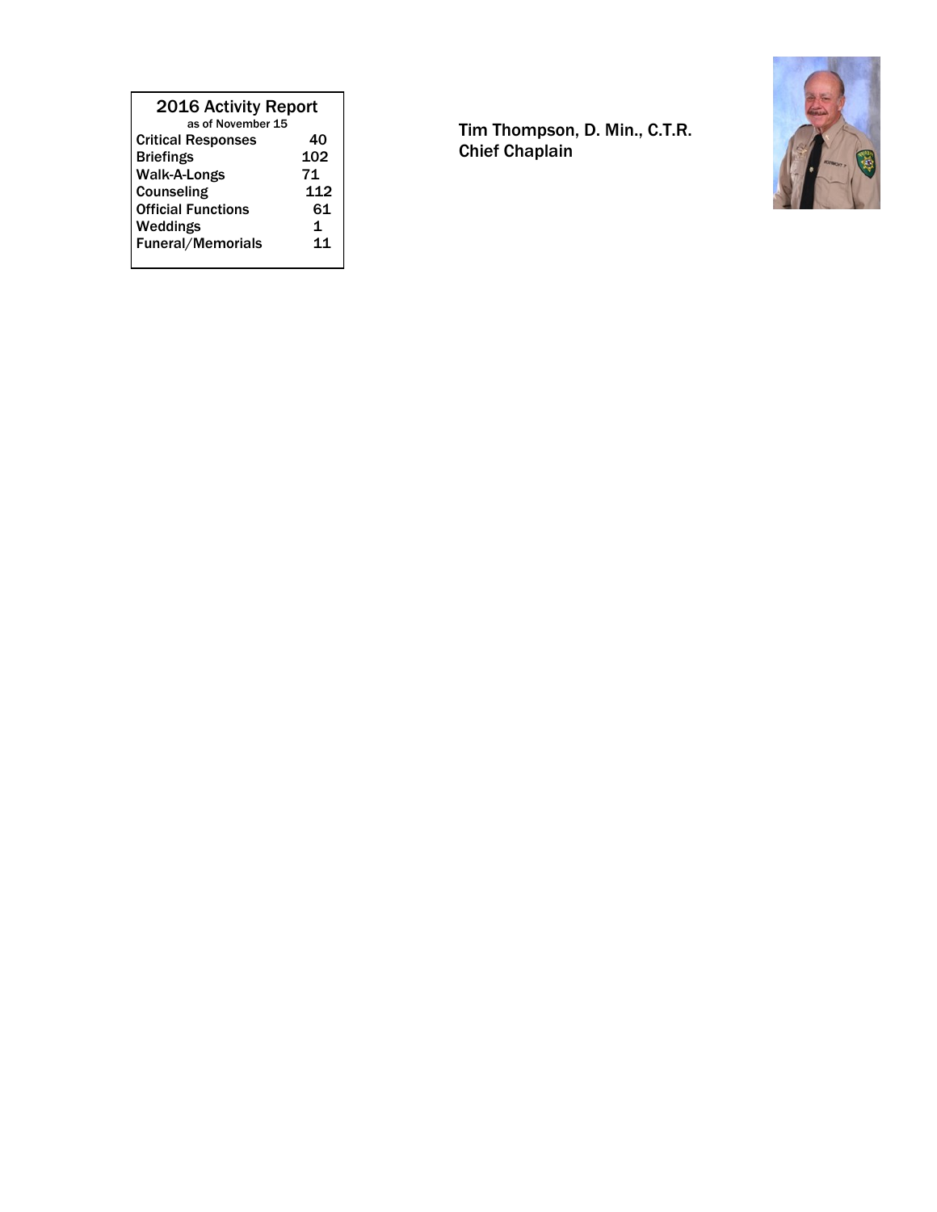| 2016 Activity Report<br>as of November 15 | |
|---|---|
| Critical Responses | 40 |
| Briefings | 102 |
| Walk-A-Longs | 71 |
| Counseling | 112 |
| Official Functions | 61 |
| Weddings | 1 |
| Funeral/Memorials | 11 |

Tim Thompson, D. Min., C.T.R.
Chief Chaplain